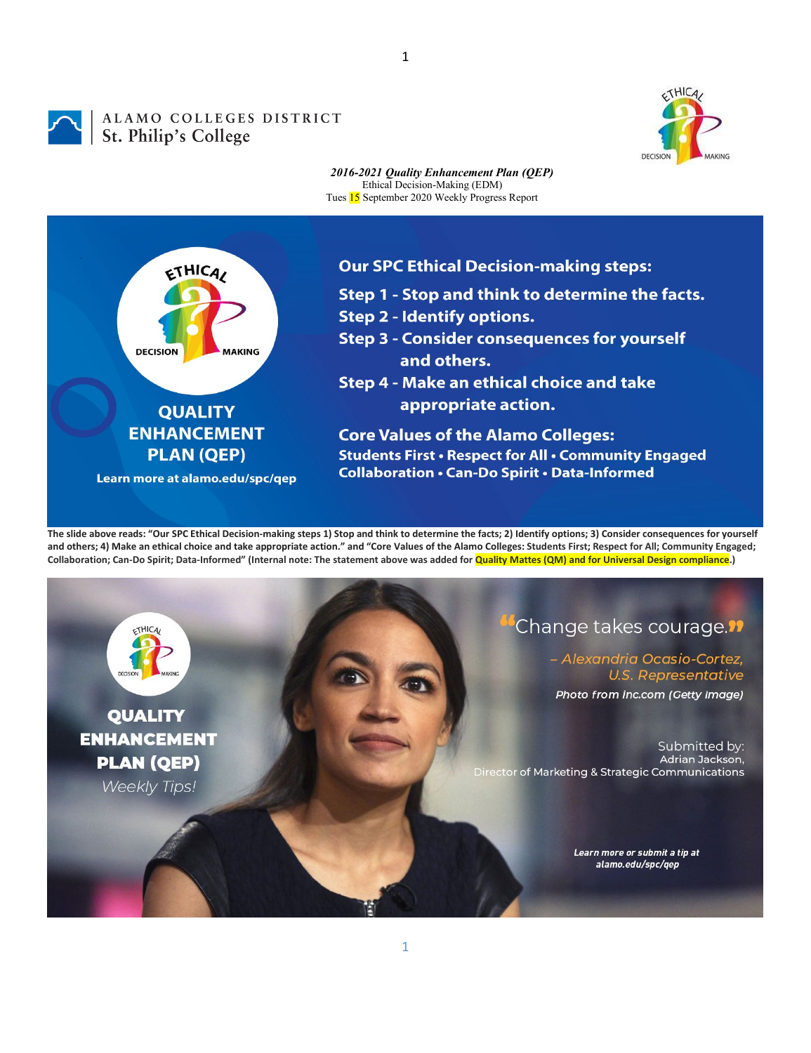ALAMO COLLEGES DISTRICT
St. Philip's College

*2016-2021 Quality Enhancement Plan (QEP)*
Ethical Decision-Making (EDM)
Tues 15 September 2020 Weekly Progress Report

ETHICAL DECISION MAKING

**QUALITY ENHANCEMENT PLAN (QEP)**

**Learn more at alamo.edu/spc/qep**

**Our SPC Ethical Decision-making steps:**

**Step 1 - Stop and think to determine the facts.**
**Step 2 - Identify options.**
**Step 3 - Consider consequences for yourself and others.**
**Step 4 - Make an ethical choice and take appropriate action.**

**Core Values of the Alamo Colleges:**
**Students First • Respect for All • Community Engaged**
**Collaboration • Can-Do Spirit • Data-Informed**

**The slide above reads: "Our SPC Ethical Decision-making steps 1) Stop and think to determine the facts; 2) Identify options; 3) Consider consequences for yourself and others; 4) Make an ethical choice and take appropriate action." and "Core Values of the Alamo Colleges: Students First; Respect for All; Community Engaged; Collaboration; Can-Do Spirit; Data-Informed" (Internal note: The statement above was added for Quality Mattes (QM) and for Universal Design compliance.)**

ETHICAL DECISION MAKING

**QUALITY ENHANCEMENT PLAN (QEP)**
*Weekly Tips!*

"Change takes courage."

*– Alexandria Ocasio-Cortez, U.S. Representative*

*Photo from inc.com (Getty Image)*

Submitted by:
Adrian Jackson,
Director of Marketing & Strategic Communications

***Learn more or submit a tip at alamo.edu/spc/qep***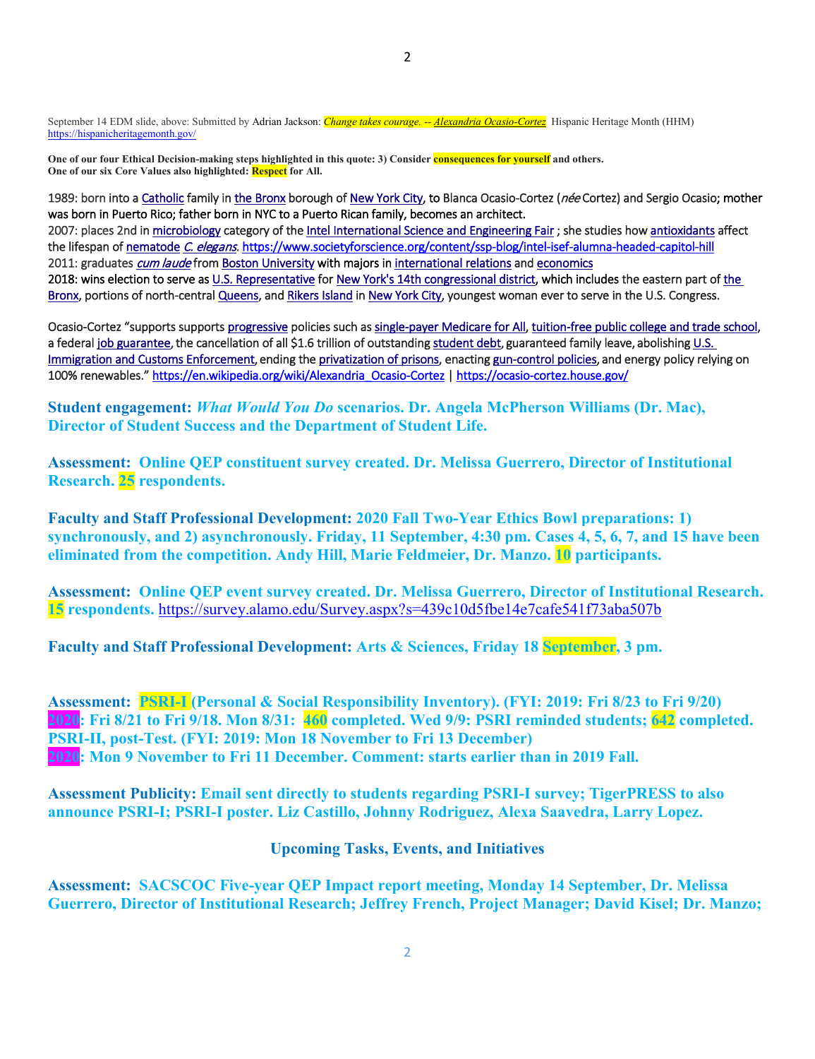September 14 EDM slide, above: Submitted by Adrian Jackson: *Change takes courage. -- Alexandria Ocasio-Cortez* Hispanic Heritage Month (HHM) https://hispanicheritagemonth.gov/

**One of our four Ethical Decision-making steps highlighted in this quote: 3) Consider consequences for yourself and others.**
**One of our six Core Values also highlighted: Respect for All.**

1989: born into a Catholic family in the Bronx borough of New York City, to Blanca Ocasio-Cortez (*née* Cortez) and Sergio Ocasio; mother was born in Puerto Rico; father born in NYC to a Puerto Rican family, becomes an architect.
2007: places 2nd in microbiology category of the Intel International Science and Engineering Fair ; she studies how antioxidants affect the lifespan of nematode *C. elegans*. https://www.societyforscience.org/content/ssp-blog/intel-isef-alumna-headed-capitol-hill
2011: graduates *cum laude* from Boston University with majors in international relations and economics
2018: wins election to serve as U.S. Representative for New York's 14th congressional district, which includes the eastern part of the Bronx, portions of north-central Queens, and Rikers Island in New York City, youngest woman ever to serve in the U.S. Congress.

Ocasio-Cortez "supports supports progressive policies such as single-payer Medicare for All, tuition-free public college and trade school, a federal job guarantee, the cancellation of all $1.6 trillion of outstanding student debt, guaranteed family leave, abolishing U.S. Immigration and Customs Enforcement, ending the privatization of prisons, enacting gun-control policies, and energy policy relying on 100% renewables." https://en.wikipedia.org/wiki/Alexandria_Ocasio-Cortez | https://ocasio-cortez.house.gov/

**Student engagement: *What Would You Do* scenarios. Dr. Angela McPherson Williams (Dr. Mac), Director of Student Success and the Department of Student Life.**

**Assessment: Online QEP constituent survey created. Dr. Melissa Guerrero, Director of Institutional Research. 25 respondents.**

**Faculty and Staff Professional Development: 2020 Fall Two-Year Ethics Bowl preparations: 1) synchronously, and 2) asynchronously. Friday, 11 September, 4:30 pm. Cases 4, 5, 6, 7, and 15 have been eliminated from the competition. Andy Hill, Marie Feldmeier, Dr. Manzo. 10 participants.**

**Assessment: Online QEP event survey created. Dr. Melissa Guerrero, Director of Institutional Research. 15 respondents.** https://survey.alamo.edu/Survey.aspx?s=439c10d5fbe14e7cafe541f73aba507b

**Faculty and Staff Professional Development: Arts & Sciences, Friday 18 September, 3 pm.**

**Assessment: PSRI-I (Personal & Social Responsibility Inventory). (FYI: 2019: Fri 8/23 to Fri 9/20)**
**2020: Fri 8/21 to Fri 9/18. Mon 8/31: 460 completed. Wed 9/9: PSRI reminded students; 642 completed.**
**PSRI-II, post-Test. (FYI: 2019: Mon 18 November to Fri 13 December)**
**2020: Mon 9 November to Fri 11 December. Comment: starts earlier than in 2019 Fall.**

**Assessment Publicity: Email sent directly to students regarding PSRI-I survey; TigerPRESS to also announce PSRI-I; PSRI-I poster. Liz Castillo, Johnny Rodriguez, Alexa Saavedra, Larry Lopez.**

## Upcoming Tasks, Events, and Initiatives

**Assessment: SACSCOC Five-year QEP Impact report meeting, Monday 14 September, Dr. Melissa Guerrero, Director of Institutional Research; Jeffrey French, Project Manager; David Kisel; Dr. Manzo;**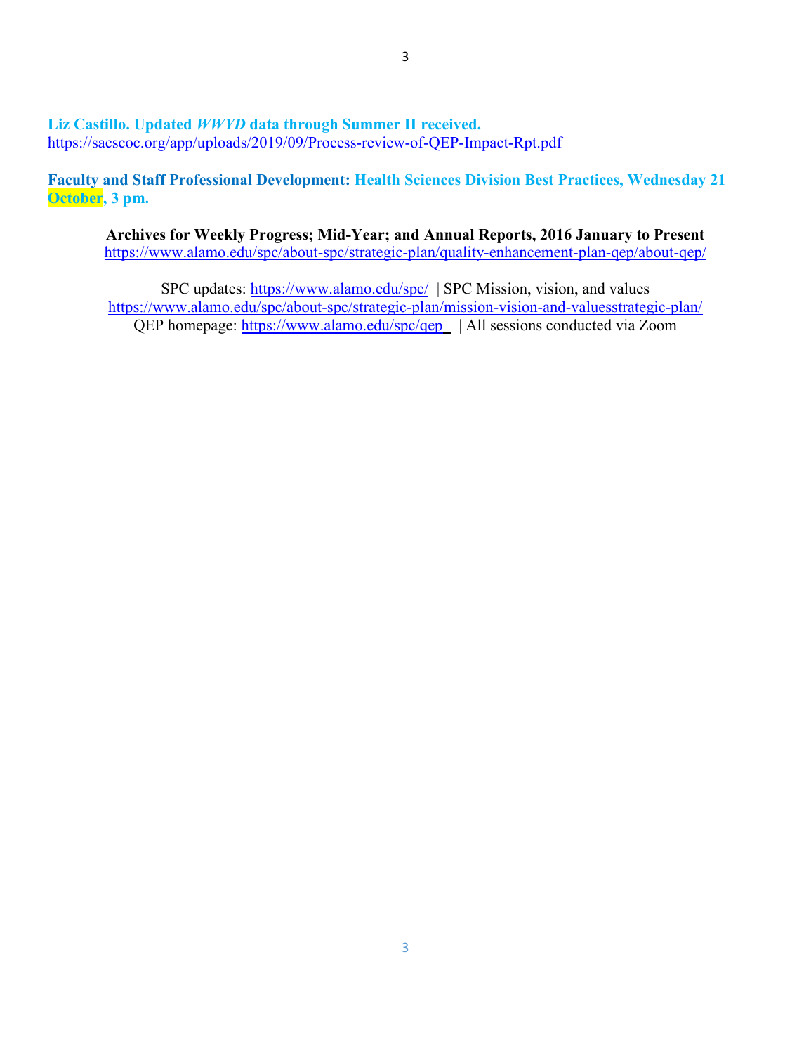**Liz Castillo. Updated *WWYD* data through Summer II received.**
https://sacscoc.org/app/uploads/2019/09/Process-review-of-QEP-Impact-Rpt.pdf

**Faculty and Staff Professional Development: Health Sciences Division Best Practices, Wednesday 21 October, 3 pm.**

**Archives for Weekly Progress; Mid-Year; and Annual Reports, 2016 January to Present**
https://www.alamo.edu/spc/about-spc/strategic-plan/quality-enhancement-plan-qep/about-qep/

SPC updates: https://www.alamo.edu/spc/ | SPC Mission, vision, and values
https://www.alamo.edu/spc/about-spc/strategic-plan/mission-vision-and-valuesstrategic-plan/
QEP homepage: https://www.alamo.edu/spc/qep | All sessions conducted via Zoom